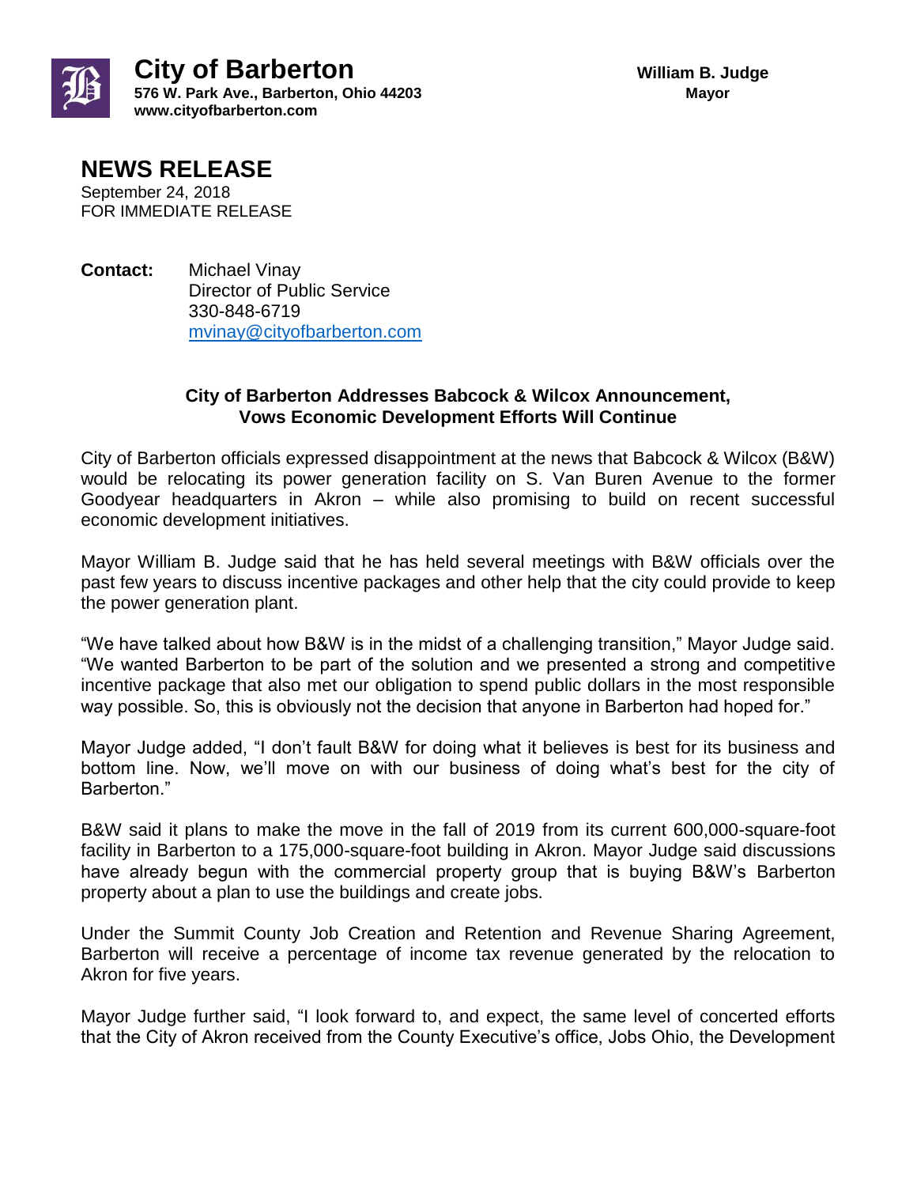**City of Barberton**
**576 W. Park Ave., Barberton, Ohio 44203**
**www.cityofbarberton.com**

**William B. Judge**
**Mayor**

# NEWS RELEASE

September 24, 2018
FOR IMMEDIATE RELEASE

**Contact:** Michael Vinay
Director of Public Service
330-848-6719
mvinay@cityofbarberton.com

## City of Barberton Addresses Babcock & Wilcox Announcement, Vows Economic Development Efforts Will Continue

City of Barberton officials expressed disappointment at the news that Babcock & Wilcox (B&W) would be relocating its power generation facility on S. Van Buren Avenue to the former Goodyear headquarters in Akron – while also promising to build on recent successful economic development initiatives.

Mayor William B. Judge said that he has held several meetings with B&W officials over the past few years to discuss incentive packages and other help that the city could provide to keep the power generation plant.

"We have talked about how B&W is in the midst of a challenging transition," Mayor Judge said. "We wanted Barberton to be part of the solution and we presented a strong and competitive incentive package that also met our obligation to spend public dollars in the most responsible way possible. So, this is obviously not the decision that anyone in Barberton had hoped for."

Mayor Judge added, "I don't fault B&W for doing what it believes is best for its business and bottom line. Now, we'll move on with our business of doing what's best for the city of Barberton."

B&W said it plans to make the move in the fall of 2019 from its current 600,000-square-foot facility in Barberton to a 175,000-square-foot building in Akron. Mayor Judge said discussions have already begun with the commercial property group that is buying B&W's Barberton property about a plan to use the buildings and create jobs.

Under the Summit County Job Creation and Retention and Revenue Sharing Agreement, Barberton will receive a percentage of income tax revenue generated by the relocation to Akron for five years.

Mayor Judge further said, "I look forward to, and expect, the same level of concerted efforts that the City of Akron received from the County Executive's office, Jobs Ohio, the Development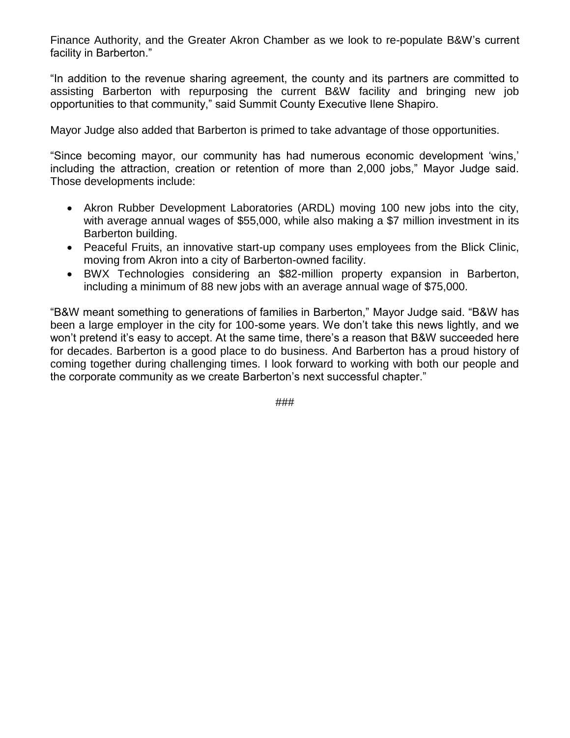Finance Authority, and the Greater Akron Chamber as we look to re-populate B&W's current facility in Barberton."

"In addition to the revenue sharing agreement, the county and its partners are committed to assisting Barberton with repurposing the current B&W facility and bringing new job opportunities to that community," said Summit County Executive Ilene Shapiro.

Mayor Judge also added that Barberton is primed to take advantage of those opportunities.

"Since becoming mayor, our community has had numerous economic development 'wins,' including the attraction, creation or retention of more than 2,000 jobs," Mayor Judge said. Those developments include:

- Akron Rubber Development Laboratories (ARDL) moving 100 new jobs into the city, with average annual wages of $55,000, while also making a $7 million investment in its Barberton building.
- Peaceful Fruits, an innovative start-up company uses employees from the Blick Clinic, moving from Akron into a city of Barberton-owned facility.
- BWX Technologies considering an $82-million property expansion in Barberton, including a minimum of 88 new jobs with an average annual wage of $75,000.

"B&W meant something to generations of families in Barberton," Mayor Judge said. "B&W has been a large employer in the city for 100-some years. We don't take this news lightly, and we won't pretend it's easy to accept. At the same time, there's a reason that B&W succeeded here for decades. Barberton is a good place to do business. And Barberton has a proud history of coming together during challenging times. I look forward to working with both our people and the corporate community as we create Barberton's next successful chapter."

###